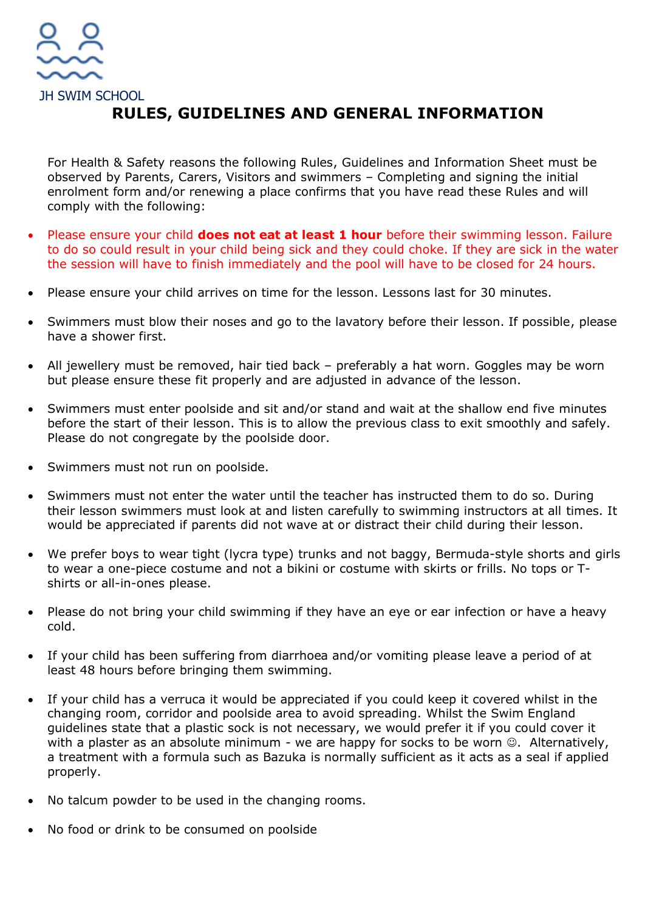JH SWIM SCHOOL

# RULES, GUIDELINES AND GENERAL INFORMATION

For Health & Safety reasons the following Rules, Guidelines and Information Sheet must be observed by Parents, Carers, Visitors and swimmers – Completing and signing the initial enrolment form and/or renewing a place confirms that you have read these Rules and will comply with the following:

- Please ensure your child **does not eat at least 1 hour** before their swimming lesson. Failure to do so could result in your child being sick and they could choke. If they are sick in the water the session will have to finish immediately and the pool will have to be closed for 24 hours.
- Please ensure your child arrives on time for the lesson. Lessons last for 30 minutes.
- Swimmers must blow their noses and go to the lavatory before their lesson. If possible, please have a shower first.
- All jewellery must be removed, hair tied back – preferably a hat worn. Goggles may be worn but please ensure these fit properly and are adjusted in advance of the lesson.
- Swimmers must enter poolside and sit and/or stand and wait at the shallow end five minutes before the start of their lesson. This is to allow the previous class to exit smoothly and safely. Please do not congregate by the poolside door.
- Swimmers must not run on poolside.
- Swimmers must not enter the water until the teacher has instructed them to do so. During their lesson swimmers must look at and listen carefully to swimming instructors at all times. It would be appreciated if parents did not wave at or distract their child during their lesson.
- We prefer boys to wear tight (lycra type) trunks and not baggy, Bermuda-style shorts and girls to wear a one-piece costume and not a bikini or costume with skirts or frills. No tops or T-shirts or all-in-ones please.
- Please do not bring your child swimming if they have an eye or ear infection or have a heavy cold.
- If your child has been suffering from diarrhoea and/or vomiting please leave a period of at least 48 hours before bringing them swimming.
- If your child has a verruca it would be appreciated if you could keep it covered whilst in the changing room, corridor and poolside area to avoid spreading. Whilst the Swim England guidelines state that a plastic sock is not necessary, we would prefer it if you could cover it with a plaster as an absolute minimum - we are happy for socks to be worn ☺. Alternatively, a treatment with a formula such as Bazuka is normally sufficient as it acts as a seal if applied properly.
- No talcum powder to be used in the changing rooms.
- No food or drink to be consumed on poolside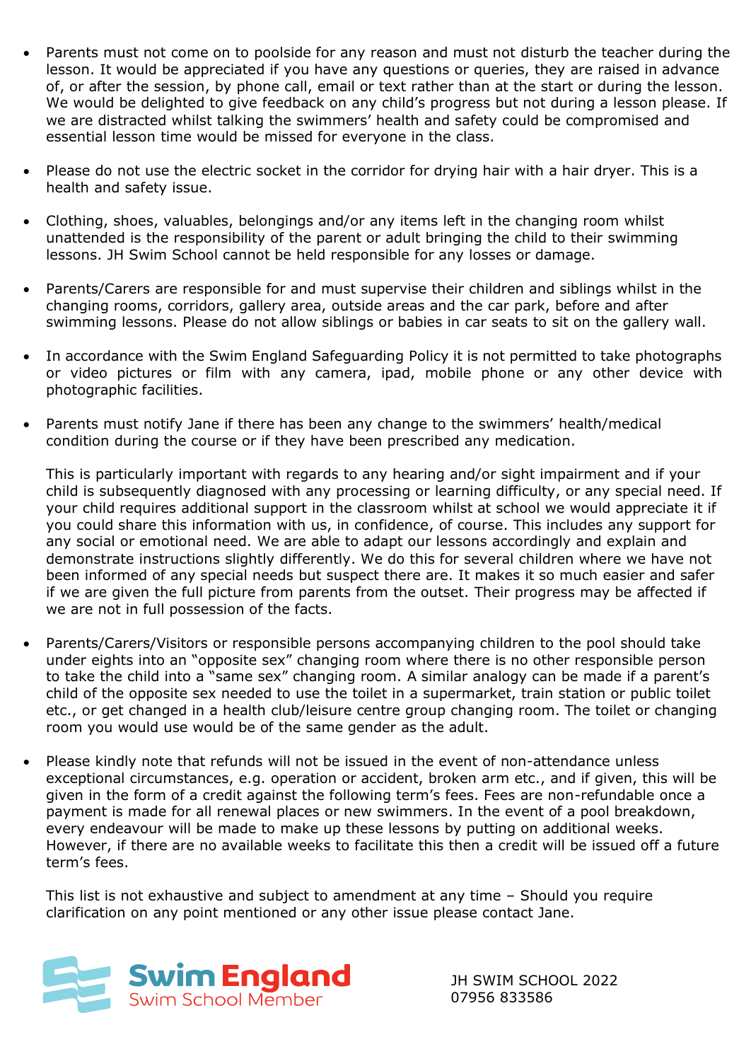- Parents must not come on to poolside for any reason and must not disturb the teacher during the lesson. It would be appreciated if you have any questions or queries, they are raised in advance of, or after the session, by phone call, email or text rather than at the start or during the lesson. We would be delighted to give feedback on any child's progress but not during a lesson please. If we are distracted whilst talking the swimmers' health and safety could be compromised and essential lesson time would be missed for everyone in the class.

- Please do not use the electric socket in the corridor for drying hair with a hair dryer. This is a health and safety issue.

- Clothing, shoes, valuables, belongings and/or any items left in the changing room whilst unattended is the responsibility of the parent or adult bringing the child to their swimming lessons. JH Swim School cannot be held responsible for any losses or damage.

- Parents/Carers are responsible for and must supervise their children and siblings whilst in the changing rooms, corridors, gallery area, outside areas and the car park, before and after swimming lessons. Please do not allow siblings or babies in car seats to sit on the gallery wall.

- In accordance with the Swim England Safeguarding Policy it is not permitted to take photographs or video pictures or film with any camera, ipad, mobile phone or any other device with photographic facilities.

- Parents must notify Jane if there has been any change to the swimmers' health/medical condition during the course or if they have been prescribed any medication.

  This is particularly important with regards to any hearing and/or sight impairment and if your child is subsequently diagnosed with any processing or learning difficulty, or any special need. If your child requires additional support in the classroom whilst at school we would appreciate it if you could share this information with us, in confidence, of course. This includes any support for any social or emotional need. We are able to adapt our lessons accordingly and explain and demonstrate instructions slightly differently. We do this for several children where we have not been informed of any special needs but suspect there are. It makes it so much easier and safer if we are given the full picture from parents from the outset. Their progress may be affected if we are not in full possession of the facts.

- Parents/Carers/Visitors or responsible persons accompanying children to the pool should take under eights into an "opposite sex" changing room where there is no other responsible person to take the child into a "same sex" changing room. A similar analogy can be made if a parent's child of the opposite sex needed to use the toilet in a supermarket, train station or public toilet etc., or get changed in a health club/leisure centre group changing room. The toilet or changing room you would use would be of the same gender as the adult.

- Please kindly note that refunds will not be issued in the event of non-attendance unless exceptional circumstances, e.g. operation or accident, broken arm etc., and if given, this will be given in the form of a credit against the following term's fees. Fees are non-refundable once a payment is made for all renewal places or new swimmers. In the event of a pool breakdown, every endeavour will be made to make up these lessons by putting on additional weeks. However, if there are no available weeks to facilitate this then a credit will be issued off a future term's fees.

  This list is not exhaustive and subject to amendment at any time – Should you require clarification on any point mentioned or any other issue please contact Jane.

Swim England
Swim School Member

JH SWIM SCHOOL 2022
07956 833586